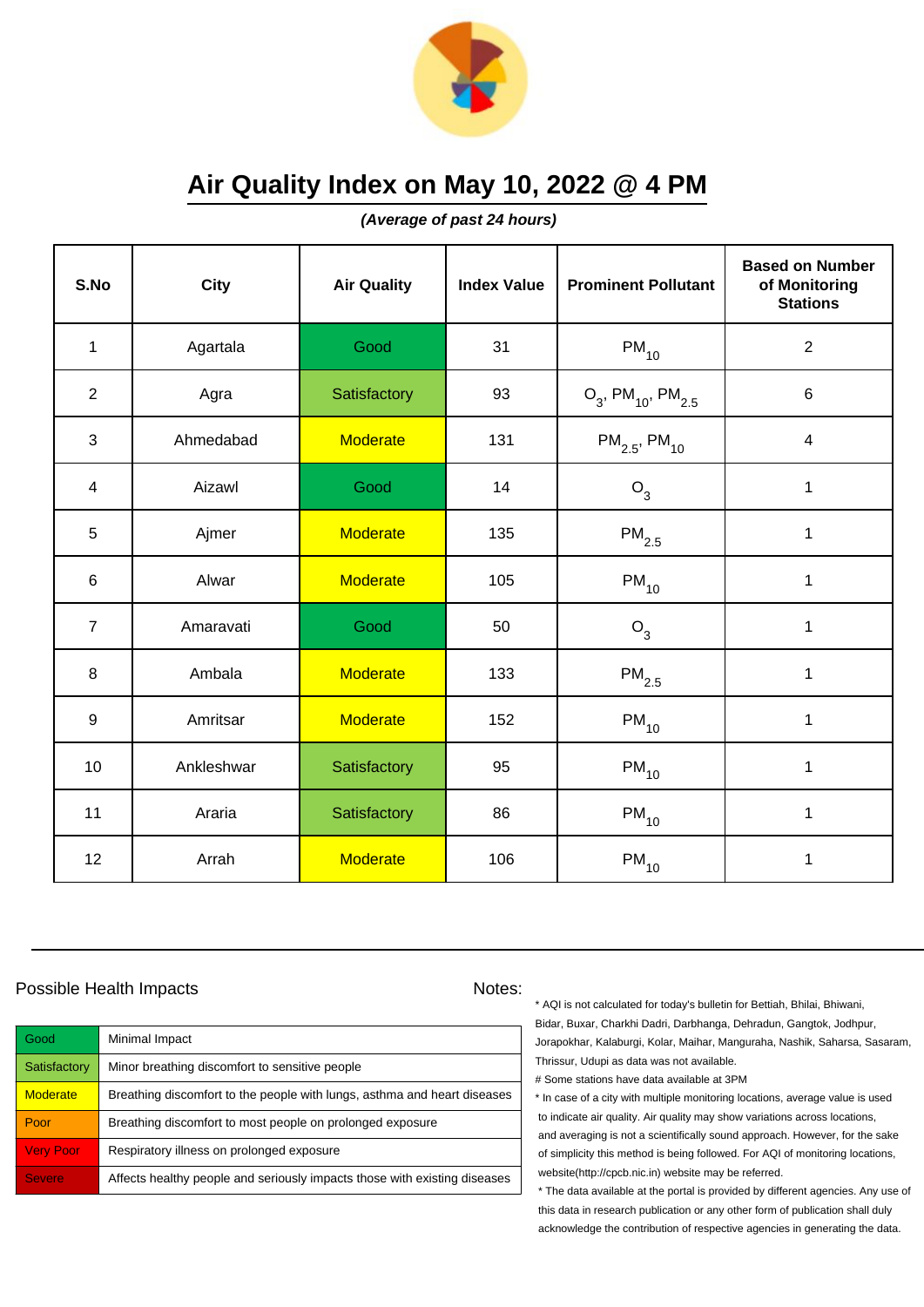# Air Quality Index on May 10, 2022 @ 4 PM

***(Average of past 24 hours)***

| S.No | City | Air Quality | Index Value | Prominent Pollutant | Based on Number of Monitoring Stations |
|---|---|---|---|---|---|
| 1 | Agartala | Good | 31 | $PM_{10}$ | 2 |
| 2 | Agra | Satisfactory | 93 | $O_3$, $PM_{10}$, $PM_{2.5}$ | 6 |
| 3 | Ahmedabad | Moderate | 131 | $PM_{2.5}$, $PM_{10}$ | 4 |
| 4 | Aizawl | Good | 14 | $O_3$ | 1 |
| 5 | Ajmer | Moderate | 135 | $PM_{2.5}$ | 1 |
| 6 | Alwar | Moderate | 105 | $PM_{10}$ | 1 |
| 7 | Amaravati | Good | 50 | $O_3$ | 1 |
| 8 | Ambala | Moderate | 133 | $PM_{2.5}$ | 1 |
| 9 | Amritsar | Moderate | 152 | $PM_{10}$ | 1 |
| 10 | Ankleshwar | Satisfactory | 95 | $PM_{10}$ | 1 |
| 11 | Araria | Satisfactory | 86 | $PM_{10}$ | 1 |
| 12 | Arrah | Moderate | 106 | $PM_{10}$ | 1 |

Possible Health Impacts

| Air Quality | Health Impact |
|---|---|
| Good | Minimal Impact |
| Satisfactory | Minor breathing discomfort to sensitive people |
| Moderate | Breathing discomfort to the people with lungs, asthma and heart diseases |
| Poor | Breathing discomfort to most people on prolonged exposure |
| Very Poor | Respiratory illness on prolonged exposure |
| Severe | Affects healthy people and seriously impacts those with existing diseases |

Notes:

* AQI is not calculated for today's bulletin for Bettiah, Bhilai, Bhiwani, Bidar, Buxar, Charkhi Dadri, Darbhanga, Dehradun, Gangtok, Jodhpur, Jorapokhar, Kalaburgi, Kolar, Maihar, Manguraha, Nashik, Saharsa, Sasaram, Thrissur, Udupi as data was not available.

# Some stations have data available at 3PM

* In case of a city with multiple monitoring locations, average value is used to indicate air quality. Air quality may show variations across locations, and averaging is not a scientifically sound approach. However, for the sake of simplicity this method is being followed. For AQI of monitoring locations, website(http://cpcb.nic.in) website may be referred.

* The data available at the portal is provided by different agencies. Any use of this data in research publication or any other form of publication shall duly acknowledge the contribution of respective agencies in generating the data.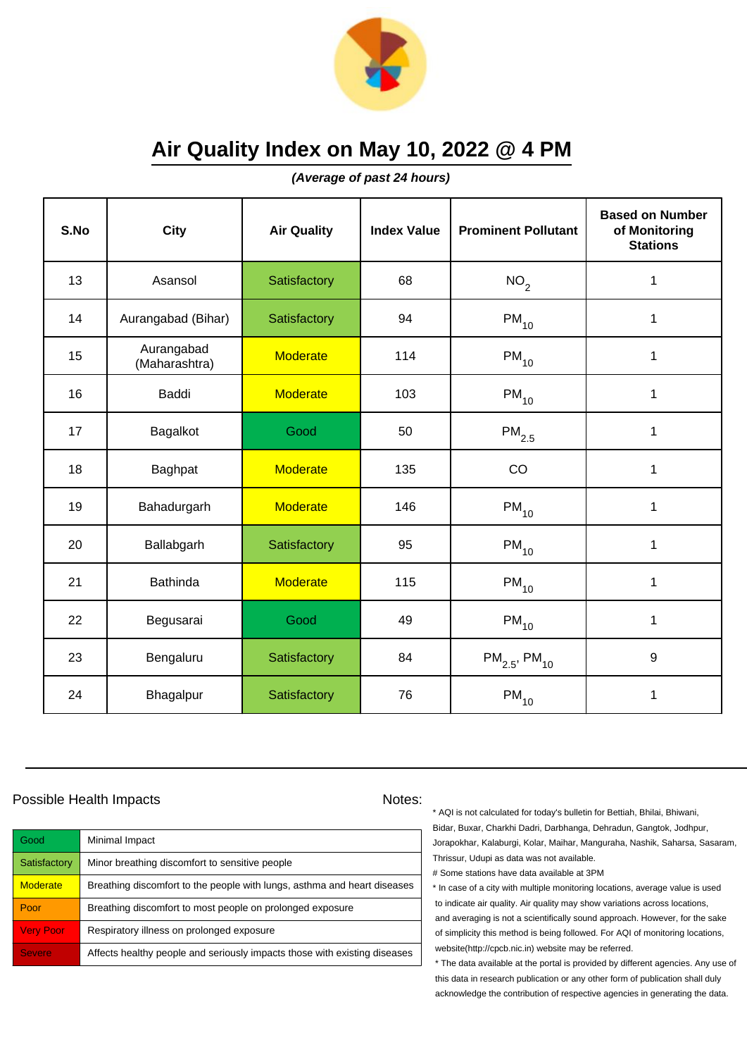# Air Quality Index on May 10, 2022 @ 4 PM

***(Average of past 24 hours)***

| S.No | City | Air Quality | Index Value | Prominent Pollutant | Based on Number of Monitoring Stations |
|---|---|---|---|---|---|
| 13 | Asansol | Satisfactory | 68 | $NO_2$ | 1 |
| 14 | Aurangabad (Bihar) | Satisfactory | 94 | $PM_{10}$ | 1 |
| 15 | Aurangabad (Maharashtra) | Moderate | 114 | $PM_{10}$ | 1 |
| 16 | Baddi | Moderate | 103 | $PM_{10}$ | 1 |
| 17 | Bagalkot | Good | 50 | $PM_{2.5}$ | 1 |
| 18 | Baghpat | Moderate | 135 | CO | 1 |
| 19 | Bahadurgarh | Moderate | 146 | $PM_{10}$ | 1 |
| 20 | Ballabgarh | Satisfactory | 95 | $PM_{10}$ | 1 |
| 21 | Bathinda | Moderate | 115 | $PM_{10}$ | 1 |
| 22 | Begusarai | Good | 49 | $PM_{10}$ | 1 |
| 23 | Bengaluru | Satisfactory | 84 | $PM_{2.5}$, $PM_{10}$ | 9 |
| 24 | Bhagalpur | Satisfactory | 76 | $PM_{10}$ | 1 |

Possible Health Impacts

| | |
|---|---|
| Good | Minimal Impact |
| Satisfactory | Minor breathing discomfort to sensitive people |
| Moderate | Breathing discomfort to the people with lungs, asthma and heart diseases |
| Poor | Breathing discomfort to most people on prolonged exposure |
| Very Poor | Respiratory illness on prolonged exposure |
| Severe | Affects healthy people and seriously impacts those with existing diseases |

Notes:

* AQI is not calculated for today's bulletin for Bettiah, Bhilai, Bhiwani, Bidar, Buxar, Charkhi Dadri, Darbhanga, Dehradun, Gangtok, Jodhpur, Jorapokhar, Kalaburgi, Kolar, Maihar, Manguraha, Nashik, Saharsa, Sasaram, Thrissur, Udupi as data was not available.

# Some stations have data available at 3PM

* In case of a city with multiple monitoring locations, average value is used to indicate air quality. Air quality may show variations across locations, and averaging is not a scientifically sound approach. However, for the sake of simplicity this method is being followed. For AQI of monitoring locations, website(http://cpcb.nic.in) website may be referred.

* The data available at the portal is provided by different agencies. Any use of this data in research publication or any other form of publication shall duly acknowledge the contribution of respective agencies in generating the data.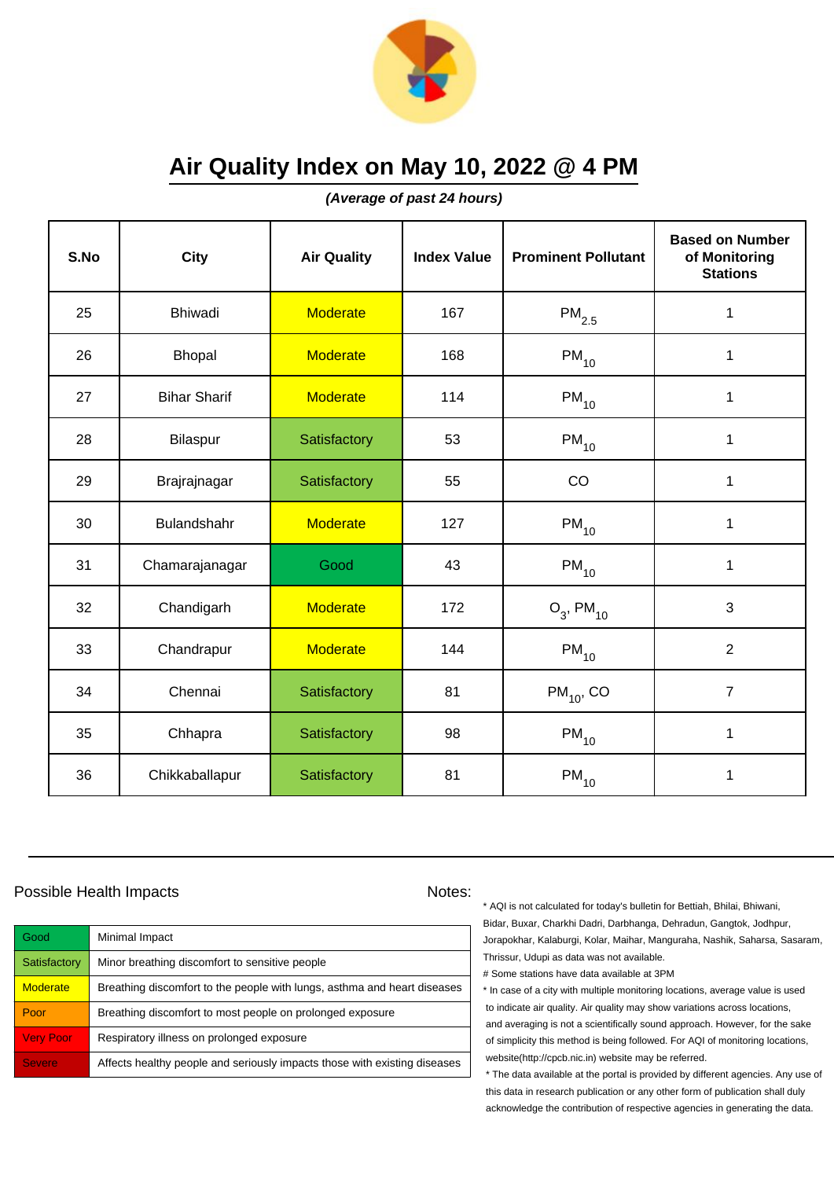# Air Quality Index on May 10, 2022 @ 4 PM

***(Average of past 24 hours)***

| S.No | City | Air Quality | Index Value | Prominent Pollutant | Based on Number of Monitoring Stations |
|---|---|---|---|---|---|
| 25 | Bhiwadi | Moderate | 167 | $PM_{2.5}$ | 1 |
| 26 | Bhopal | Moderate | 168 | $PM_{10}$ | 1 |
| 27 | Bihar Sharif | Moderate | 114 | $PM_{10}$ | 1 |
| 28 | Bilaspur | Satisfactory | 53 | $PM_{10}$ | 1 |
| 29 | Brajrajnagar | Satisfactory | 55 | CO | 1 |
| 30 | Bulandshahr | Moderate | 127 | $PM_{10}$ | 1 |
| 31 | Chamarajanagar | Good | 43 | $PM_{10}$ | 1 |
| 32 | Chandigarh | Moderate | 172 | $O_3$, $PM_{10}$ | 3 |
| 33 | Chandrapur | Moderate | 144 | $PM_{10}$ | 2 |
| 34 | Chennai | Satisfactory | 81 | $PM_{10}$, CO | 7 |
| 35 | Chhapra | Satisfactory | 98 | $PM_{10}$ | 1 |
| 36 | Chikkaballapur | Satisfactory | 81 | $PM_{10}$ | 1 |

Possible Health Impacts

| | |
|---|---|
| Good | Minimal Impact |
| Satisfactory | Minor breathing discomfort to sensitive people |
| Moderate | Breathing discomfort to the people with lungs, asthma and heart diseases |
| Poor | Breathing discomfort to most people on prolonged exposure |
| Very Poor | Respiratory illness on prolonged exposure |
| Severe | Affects healthy people and seriously impacts those with existing diseases |

Notes:

* AQI is not calculated for today's bulletin for Bettiah, Bhilai, Bhiwani, Bidar, Buxar, Charkhi Dadri, Darbhanga, Dehradun, Gangtok, Jodhpur, Jorapokhar, Kalaburgi, Kolar, Maihar, Manguraha, Nashik, Saharsa, Sasaram, Thrissur, Udupi as data was not available.

# Some stations have data available at 3PM

* In case of a city with multiple monitoring locations, average value is used to indicate air quality. Air quality may show variations across locations, and averaging is not a scientifically sound approach. However, for the sake of simplicity this method is being followed. For AQI of monitoring locations, website(http://cpcb.nic.in) website may be referred.

* The data available at the portal is provided by different agencies. Any use of this data in research publication or any other form of publication shall duly acknowledge the contribution of respective agencies in generating the data.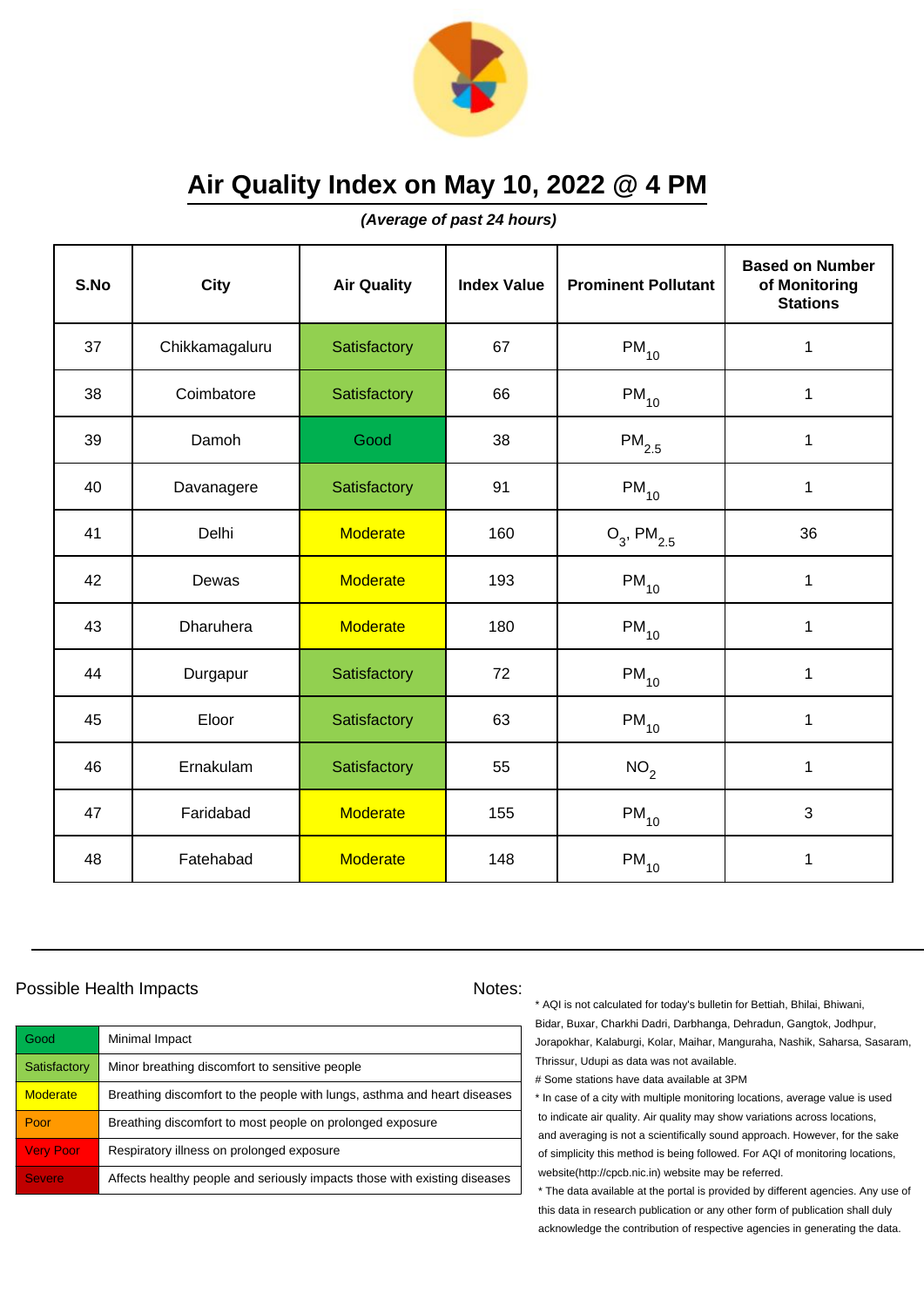# Air Quality Index on May 10, 2022 @ 4 PM

***(Average of past 24 hours)***

| S.No | City | Air Quality | Index Value | Prominent Pollutant | Based on Number of Monitoring Stations |
|---|---|---|---|---|---|
| 37 | Chikkamagaluru | Satisfactory | 67 | $PM_{10}$ | 1 |
| 38 | Coimbatore | Satisfactory | 66 | $PM_{10}$ | 1 |
| 39 | Damoh | Good | 38 | $PM_{2.5}$ | 1 |
| 40 | Davanagere | Satisfactory | 91 | $PM_{10}$ | 1 |
| 41 | Delhi | Moderate | 160 | $O_3$, $PM_{2.5}$ | 36 |
| 42 | Dewas | Moderate | 193 | $PM_{10}$ | 1 |
| 43 | Dharuhera | Moderate | 180 | $PM_{10}$ | 1 |
| 44 | Durgapur | Satisfactory | 72 | $PM_{10}$ | 1 |
| 45 | Eloor | Satisfactory | 63 | $PM_{10}$ | 1 |
| 46 | Ernakulam | Satisfactory | 55 | $NO_2$ | 1 |
| 47 | Faridabad | Moderate | 155 | $PM_{10}$ | 3 |
| 48 | Fatehabad | Moderate | 148 | $PM_{10}$ | 1 |

Possible Health Impacts

| | |
|---|---|
| Good | Minimal Impact |
| Satisfactory | Minor breathing discomfort to sensitive people |
| Moderate | Breathing discomfort to the people with lungs, asthma and heart diseases |
| Poor | Breathing discomfort to most people on prolonged exposure |
| Very Poor | Respiratory illness on prolonged exposure |
| Severe | Affects healthy people and seriously impacts those with existing diseases |

Notes:

* AQI is not calculated for today's bulletin for Bettiah, Bhilai, Bhiwani, Bidar, Buxar, Charkhi Dadri, Darbhanga, Dehradun, Gangtok, Jodhpur, Jorapokhar, Kalaburgi, Kolar, Maihar, Manguraha, Nashik, Saharsa, Sasaram, Thrissur, Udupi as data was not available.

# Some stations have data available at 3PM

* In case of a city with multiple monitoring locations, average value is used to indicate air quality. Air quality may show variations across locations, and averaging is not a scientifically sound approach. However, for the sake of simplicity this method is being followed. For AQI of monitoring locations, website(http://cpcb.nic.in) website may be referred.

* The data available at the portal is provided by different agencies. Any use of this data in research publication or any other form of publication shall duly acknowledge the contribution of respective agencies in generating the data.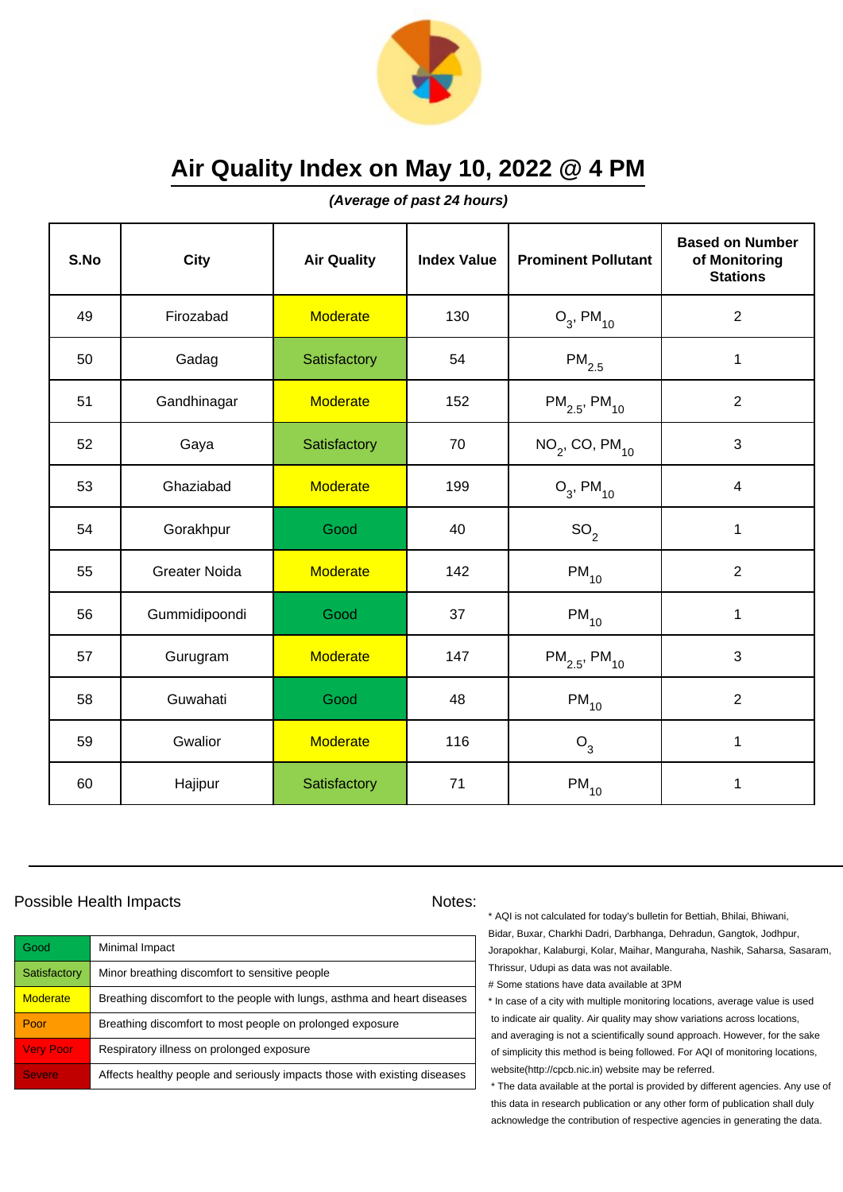# Air Quality Index on May 10, 2022 @ 4 PM

***(Average of past 24 hours)***

| S.No | City | Air Quality | Index Value | Prominent Pollutant | Based on Number of Monitoring Stations |
|---|---|---|---|---|---|
| 49 | Firozabad | Moderate | 130 | $O_3$, $PM_{10}$ | 2 |
| 50 | Gadag | Satisfactory | 54 | $PM_{2.5}$ | 1 |
| 51 | Gandhinagar | Moderate | 152 | $PM_{2.5}$, $PM_{10}$ | 2 |
| 52 | Gaya | Satisfactory | 70 | $NO_2$, CO, $PM_{10}$ | 3 |
| 53 | Ghaziabad | Moderate | 199 | $O_3$, $PM_{10}$ | 4 |
| 54 | Gorakhpur | Good | 40 | $SO_2$ | 1 |
| 55 | Greater Noida | Moderate | 142 | $PM_{10}$ | 2 |
| 56 | Gummidipoondi | Good | 37 | $PM_{10}$ | 1 |
| 57 | Gurugram | Moderate | 147 | $PM_{2.5}$, $PM_{10}$ | 3 |
| 58 | Guwahati | Good | 48 | $PM_{10}$ | 2 |
| 59 | Gwalior | Moderate | 116 | $O_3$ | 1 |
| 60 | Hajipur | Satisfactory | 71 | $PM_{10}$ | 1 |

Possible Health Impacts

| | |
|---|---|
| Good | Minimal Impact |
| Satisfactory | Minor breathing discomfort to sensitive people |
| Moderate | Breathing discomfort to the people with lungs, asthma and heart diseases |
| Poor | Breathing discomfort to most people on prolonged exposure |
| Very Poor | Respiratory illness on prolonged exposure |
| Severe | Affects healthy people and seriously impacts those with existing diseases |

Notes:

* AQI is not calculated for today's bulletin for Bettiah, Bhilai, Bhiwani, Bidar, Buxar, Charkhi Dadri, Darbhanga, Dehradun, Gangtok, Jodhpur, Jorapokhar, Kalaburgi, Kolar, Maihar, Manguraha, Nashik, Saharsa, Sasaram, Thrissur, Udupi as data was not available.

# Some stations have data available at 3PM

* In case of a city with multiple monitoring locations, average value is used to indicate air quality. Air quality may show variations across locations, and averaging is not a scientifically sound approach. However, for the sake of simplicity this method is being followed. For AQI of monitoring locations, website(http://cpcb.nic.in) website may be referred.

* The data available at the portal is provided by different agencies. Any use of this data in research publication or any other form of publication shall duly acknowledge the contribution of respective agencies in generating the data.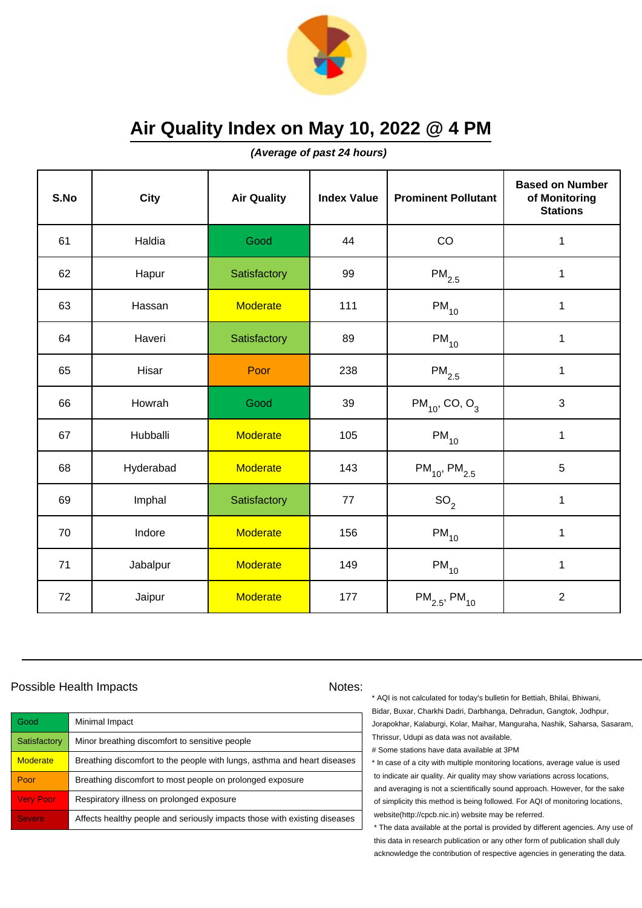# Air Quality Index on May 10, 2022 @ 4 PM

***(Average of past 24 hours)***

| S.No | City | Air Quality | Index Value | Prominent Pollutant | Based on Number of Monitoring Stations |
|---|---|---|---|---|---|
| 61 | Haldia | Good | 44 | CO | 1 |
| 62 | Hapur | Satisfactory | 99 | $PM_{2.5}$ | 1 |
| 63 | Hassan | Moderate | 111 | $PM_{10}$ | 1 |
| 64 | Haveri | Satisfactory | 89 | $PM_{10}$ | 1 |
| 65 | Hisar | Poor | 238 | $PM_{2.5}$ | 1 |
| 66 | Howrah | Good | 39 | $PM_{10}$, CO, $O_3$ | 3 |
| 67 | Hubballi | Moderate | 105 | $PM_{10}$ | 1 |
| 68 | Hyderabad | Moderate | 143 | $PM_{10}$, $PM_{2.5}$ | 5 |
| 69 | Imphal | Satisfactory | 77 | $SO_2$ | 1 |
| 70 | Indore | Moderate | 156 | $PM_{10}$ | 1 |
| 71 | Jabalpur | Moderate | 149 | $PM_{10}$ | 1 |
| 72 | Jaipur | Moderate | 177 | $PM_{2.5}$, $PM_{10}$ | 2 |

Possible Health Impacts

| | |
|---|---|
| Good | Minimal Impact |
| Satisfactory | Minor breathing discomfort to sensitive people |
| Moderate | Breathing discomfort to the people with lungs, asthma and heart diseases |
| Poor | Breathing discomfort to most people on prolonged exposure |
| Very Poor | Respiratory illness on prolonged exposure |
| Severe | Affects healthy people and seriously impacts those with existing diseases |

Notes:

* AQI is not calculated for today's bulletin for Bettiah, Bhilai, Bhiwani, Bidar, Buxar, Charkhi Dadri, Darbhanga, Dehradun, Gangtok, Jodhpur, Jorapokhar, Kalaburgi, Kolar, Maihar, Manguraha, Nashik, Saharsa, Sasaram, Thrissur, Udupi as data was not available.

# Some stations have data available at 3PM

* In case of a city with multiple monitoring locations, average value is used to indicate air quality. Air quality may show variations across locations, and averaging is not a scientifically sound approach. However, for the sake of simplicity this method is being followed. For AQI of monitoring locations, website(http://cpcb.nic.in) website may be referred.

* The data available at the portal is provided by different agencies. Any use of this data in research publication or any other form of publication shall duly acknowledge the contribution of respective agencies in generating the data.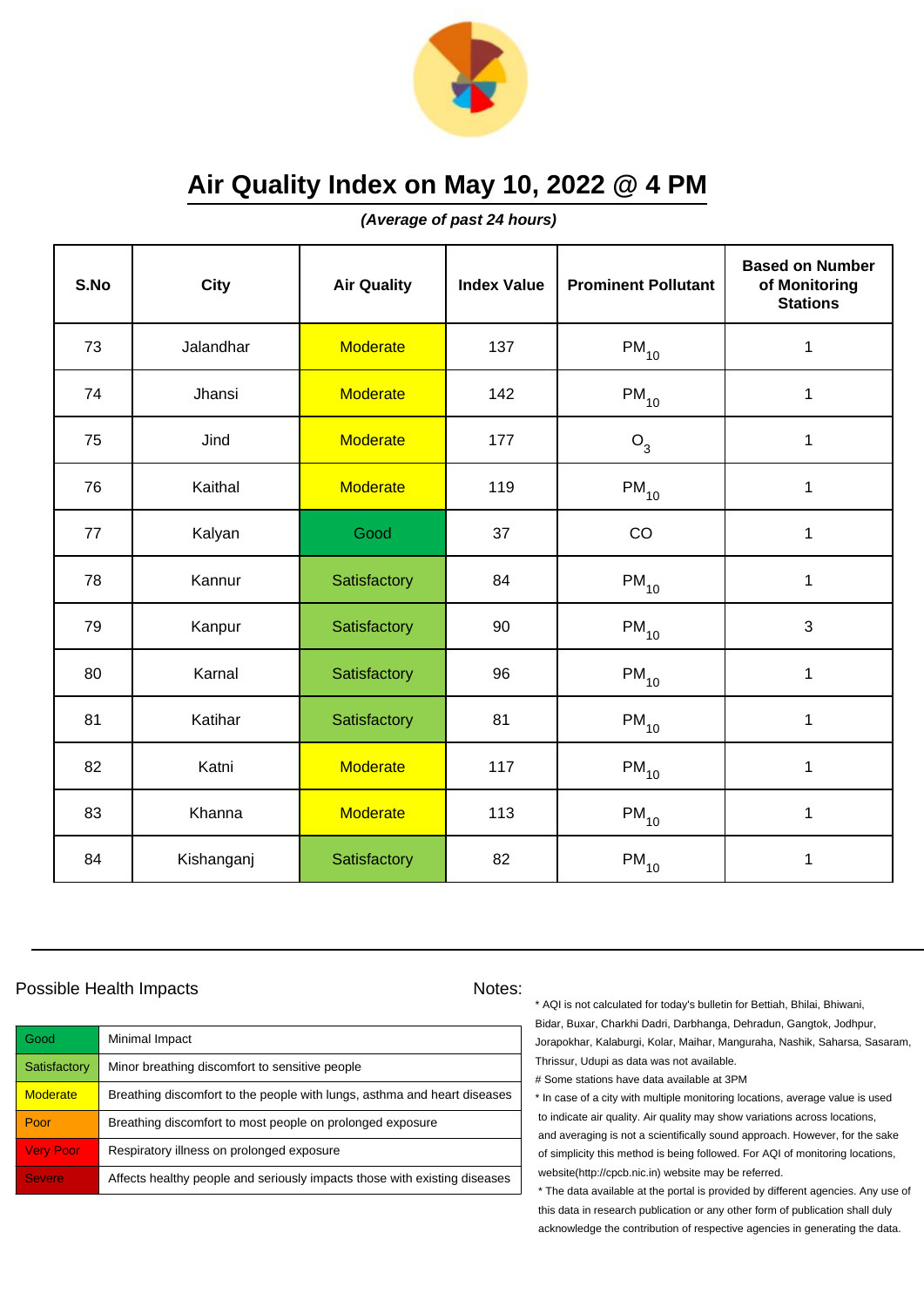# Air Quality Index on May 10, 2022 @ 4 PM

***(Average of past 24 hours)***

| S.No | City | Air Quality | Index Value | Prominent Pollutant | Based on Number of Monitoring Stations |
|---|---|---|---|---|---|
| 73 | Jalandhar | Moderate | 137 | $PM_{10}$ | 1 |
| 74 | Jhansi | Moderate | 142 | $PM_{10}$ | 1 |
| 75 | Jind | Moderate | 177 | $O_3$ | 1 |
| 76 | Kaithal | Moderate | 119 | $PM_{10}$ | 1 |
| 77 | Kalyan | Good | 37 | CO | 1 |
| 78 | Kannur | Satisfactory | 84 | $PM_{10}$ | 1 |
| 79 | Kanpur | Satisfactory | 90 | $PM_{10}$ | 3 |
| 80 | Karnal | Satisfactory | 96 | $PM_{10}$ | 1 |
| 81 | Katihar | Satisfactory | 81 | $PM_{10}$ | 1 |
| 82 | Katni | Moderate | 117 | $PM_{10}$ | 1 |
| 83 | Khanna | Moderate | 113 | $PM_{10}$ | 1 |
| 84 | Kishanganj | Satisfactory | 82 | $PM_{10}$ | 1 |

## Possible Health Impacts

| | |
|---|---|
| Good | Minimal Impact |
| Satisfactory | Minor breathing discomfort to sensitive people |
| Moderate | Breathing discomfort to the people with lungs, asthma and heart diseases |
| Poor | Breathing discomfort to most people on prolonged exposure |
| Very Poor | Respiratory illness on prolonged exposure |
| Severe | Affects healthy people and seriously impacts those with existing diseases |

## Notes:

* AQI is not calculated for today's bulletin for Bettiah, Bhilai, Bhiwani, Bidar, Buxar, Charkhi Dadri, Darbhanga, Dehradun, Gangtok, Jodhpur, Jorapokhar, Kalaburgi, Kolar, Maihar, Manguraha, Nashik, Saharsa, Sasaram, Thrissur, Udupi as data was not available.

# Some stations have data available at 3PM

* In case of a city with multiple monitoring locations, average value is used to indicate air quality. Air quality may show variations across locations, and averaging is not a scientifically sound approach. However, for the sake of simplicity this method is being followed. For AQI of monitoring locations, website(http://cpcb.nic.in) website may be referred.

* The data available at the portal is provided by different agencies. Any use of this data in research publication or any other form of publication shall duly acknowledge the contribution of respective agencies in generating the data.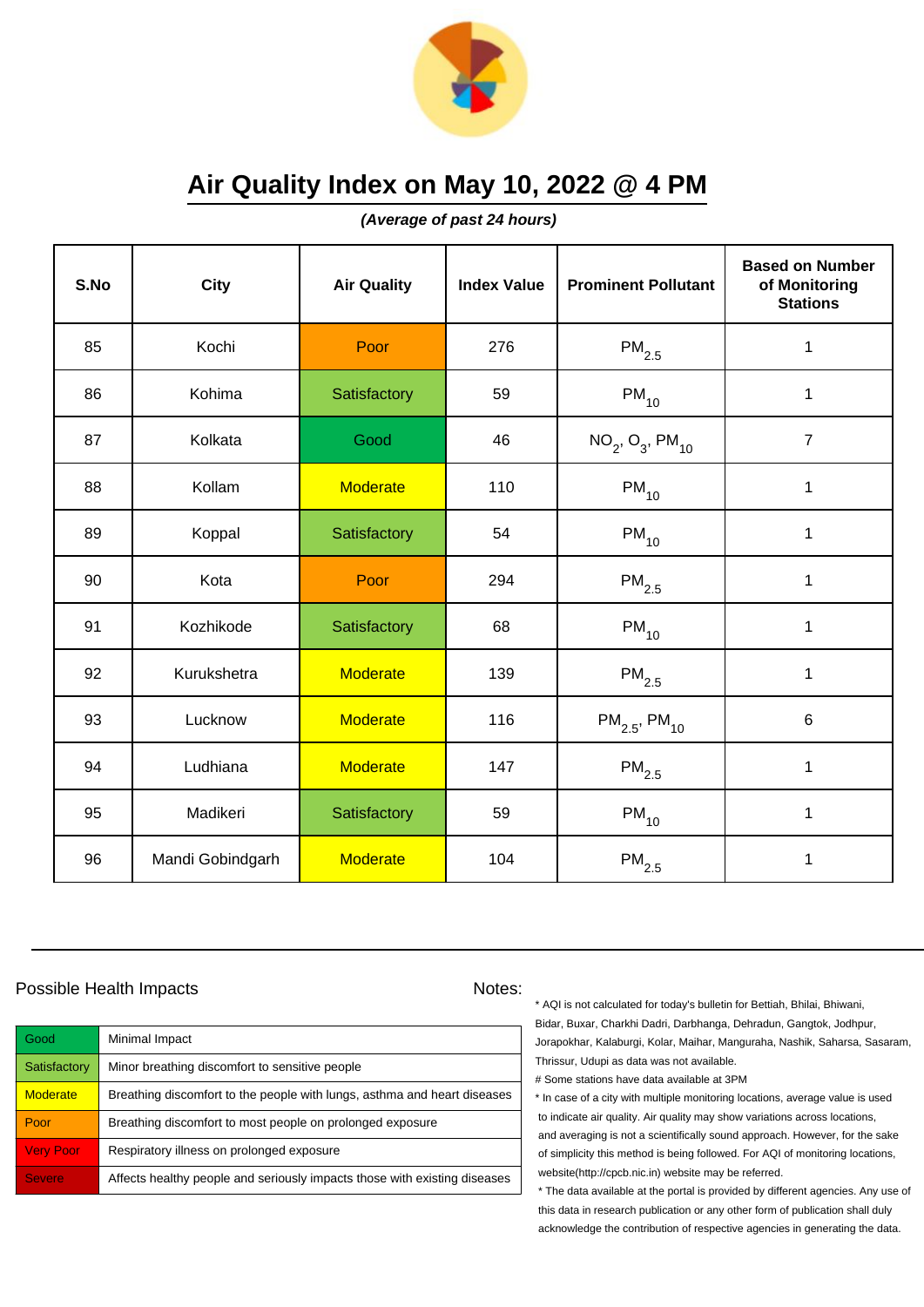# Air Quality Index on May 10, 2022 @ 4 PM

***(Average of past 24 hours)***

| S.No | City | Air Quality | Index Value | Prominent Pollutant | Based on Number of Monitoring Stations |
|---|---|---|---|---|---|
| 85 | Kochi | Poor | 276 | $PM_{2.5}$ | 1 |
| 86 | Kohima | Satisfactory | 59 | $PM_{10}$ | 1 |
| 87 | Kolkata | Good | 46 | $NO_2$, $O_3$, $PM_{10}$ | 7 |
| 88 | Kollam | Moderate | 110 | $PM_{10}$ | 1 |
| 89 | Koppal | Satisfactory | 54 | $PM_{10}$ | 1 |
| 90 | Kota | Poor | 294 | $PM_{2.5}$ | 1 |
| 91 | Kozhikode | Satisfactory | 68 | $PM_{10}$ | 1 |
| 92 | Kurukshetra | Moderate | 139 | $PM_{2.5}$ | 1 |
| 93 | Lucknow | Moderate | 116 | $PM_{2.5}$, $PM_{10}$ | 6 |
| 94 | Ludhiana | Moderate | 147 | $PM_{2.5}$ | 1 |
| 95 | Madikeri | Satisfactory | 59 | $PM_{10}$ | 1 |
| 96 | Mandi Gobindgarh | Moderate | 104 | $PM_{2.5}$ | 1 |

Possible Health Impacts

| | |
|---|---|
| Good | Minimal Impact |
| Satisfactory | Minor breathing discomfort to sensitive people |
| Moderate | Breathing discomfort to the people with lungs, asthma and heart diseases |
| Poor | Breathing discomfort to most people on prolonged exposure |
| Very Poor | Respiratory illness on prolonged exposure |
| Severe | Affects healthy people and seriously impacts those with existing diseases |

Notes:

* AQI is not calculated for today's bulletin for Bettiah, Bhilai, Bhiwani, Bidar, Buxar, Charkhi Dadri, Darbhanga, Dehradun, Gangtok, Jodhpur, Jorapokhar, Kalaburgi, Kolar, Maihar, Manguraha, Nashik, Saharsa, Sasaram, Thrissur, Udupi as data was not available.

# Some stations have data available at 3PM

* In case of a city with multiple monitoring locations, average value is used to indicate air quality. Air quality may show variations across locations, and averaging is not a scientifically sound approach. However, for the sake of simplicity this method is being followed. For AQI of monitoring locations, website(http://cpcb.nic.in) website may be referred.

* The data available at the portal is provided by different agencies. Any use of this data in research publication or any other form of publication shall duly acknowledge the contribution of respective agencies in generating the data.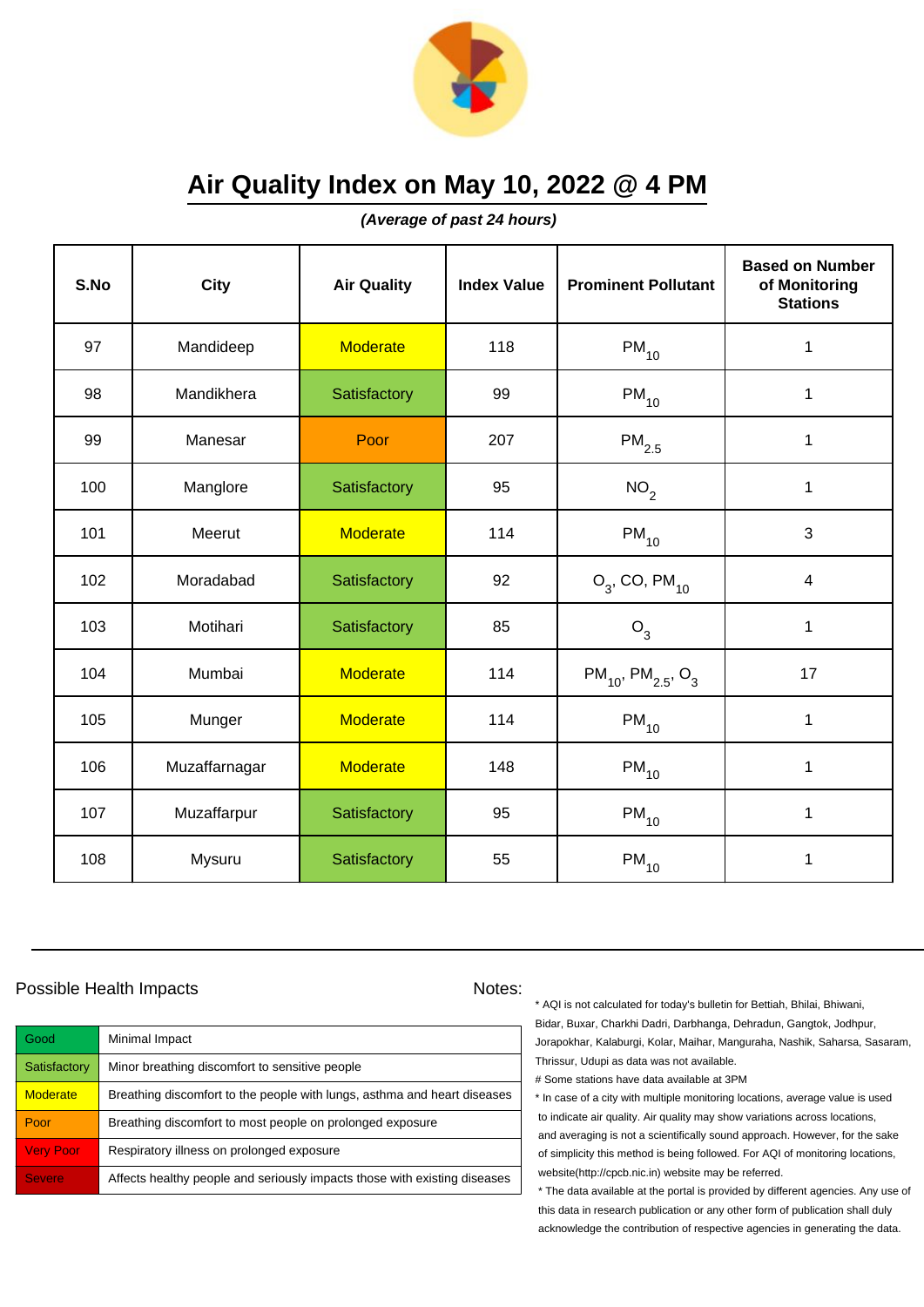# Air Quality Index on May 10, 2022 @ 4 PM

***(Average of past 24 hours)***

| S.No | City | Air Quality | Index Value | Prominent Pollutant | Based on Number of Monitoring Stations |
|---|---|---|---|---|---|
| 97 | Mandideep | Moderate | 118 | $PM_{10}$ | 1 |
| 98 | Mandikhera | Satisfactory | 99 | $PM_{10}$ | 1 |
| 99 | Manesar | Poor | 207 | $PM_{2.5}$ | 1 |
| 100 | Manglore | Satisfactory | 95 | $NO_2$ | 1 |
| 101 | Meerut | Moderate | 114 | $PM_{10}$ | 3 |
| 102 | Moradabad | Satisfactory | 92 | $O_3$, CO, $PM_{10}$ | 4 |
| 103 | Motihari | Satisfactory | 85 | $O_3$ | 1 |
| 104 | Mumbai | Moderate | 114 | $PM_{10}$, $PM_{2.5}$, $O_3$ | 17 |
| 105 | Munger | Moderate | 114 | $PM_{10}$ | 1 |
| 106 | Muzaffarnagar | Moderate | 148 | $PM_{10}$ | 1 |
| 107 | Muzaffarpur | Satisfactory | 95 | $PM_{10}$ | 1 |
| 108 | Mysuru | Satisfactory | 55 | $PM_{10}$ | 1 |

Possible Health Impacts

| | |
|---|---|
| Good | Minimal Impact |
| Satisfactory | Minor breathing discomfort to sensitive people |
| Moderate | Breathing discomfort to the people with lungs, asthma and heart diseases |
| Poor | Breathing discomfort to most people on prolonged exposure |
| Very Poor | Respiratory illness on prolonged exposure |
| Severe | Affects healthy people and seriously impacts those with existing diseases |

Notes:

* AQI is not calculated for today's bulletin for Bettiah, Bhilai, Bhiwani, Bidar, Buxar, Charkhi Dadri, Darbhanga, Dehradun, Gangtok, Jodhpur, Jorapokhar, Kalaburgi, Kolar, Maihar, Manguraha, Nashik, Saharsa, Sasaram, Thrissur, Udupi as data was not available.

# Some stations have data available at 3PM

* In case of a city with multiple monitoring locations, average value is used to indicate air quality. Air quality may show variations across locations, and averaging is not a scientifically sound approach. However, for the sake of simplicity this method is being followed. For AQI of monitoring locations, website(http://cpcb.nic.in) website may be referred.

* The data available at the portal is provided by different agencies. Any use of this data in research publication or any other form of publication shall duly acknowledge the contribution of respective agencies in generating the data.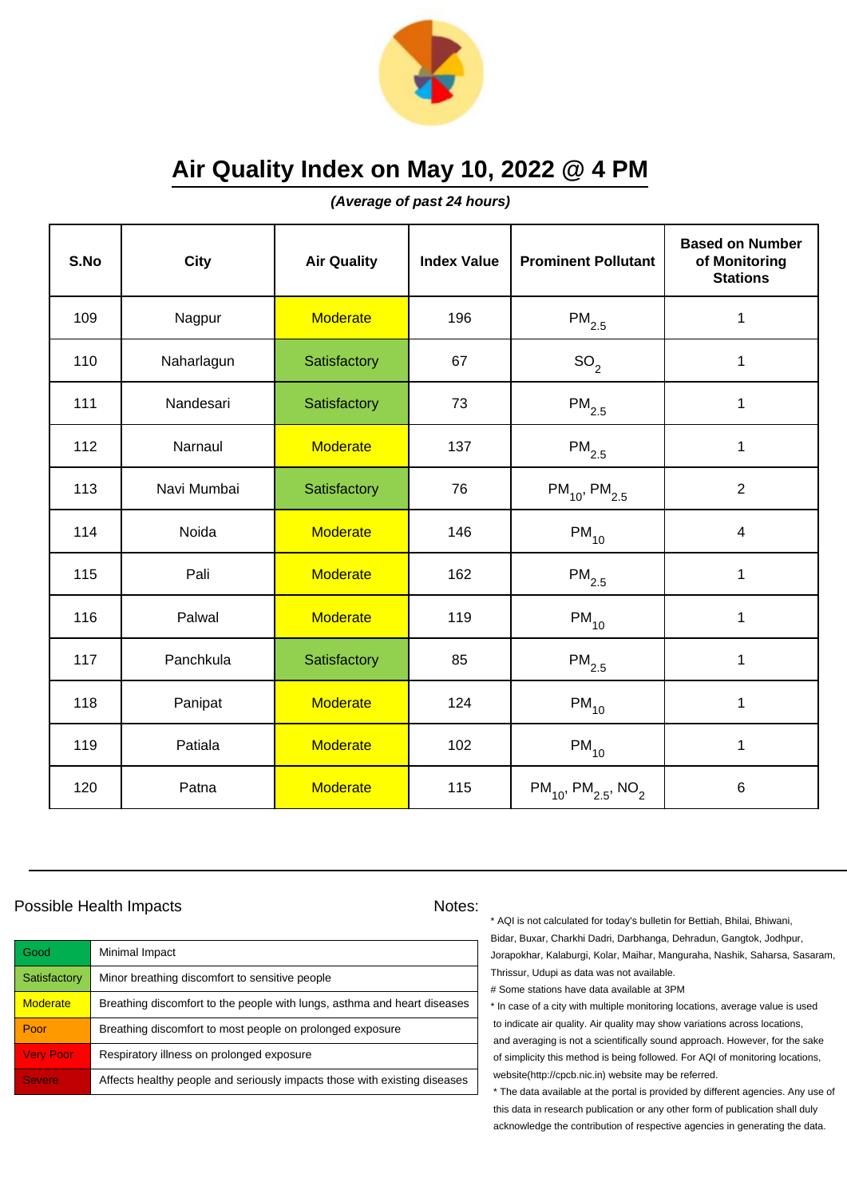# Air Quality Index on May 10, 2022 @ 4 PM

***(Average of past 24 hours)***

| S.No | City | Air Quality | Index Value | Prominent Pollutant | Based on Number of Monitoring Stations |
|---|---|---|---|---|---|
| 109 | Nagpur | Moderate | 196 | $PM_{2.5}$ | 1 |
| 110 | Naharlagun | Satisfactory | 67 | $SO_2$ | 1 |
| 111 | Nandesari | Satisfactory | 73 | $PM_{2.5}$ | 1 |
| 112 | Narnaul | Moderate | 137 | $PM_{2.5}$ | 1 |
| 113 | Navi Mumbai | Satisfactory | 76 | $PM_{10}$, $PM_{2.5}$ | 2 |
| 114 | Noida | Moderate | 146 | $PM_{10}$ | 4 |
| 115 | Pali | Moderate | 162 | $PM_{2.5}$ | 1 |
| 116 | Palwal | Moderate | 119 | $PM_{10}$ | 1 |
| 117 | Panchkula | Satisfactory | 85 | $PM_{2.5}$ | 1 |
| 118 | Panipat | Moderate | 124 | $PM_{10}$ | 1 |
| 119 | Patiala | Moderate | 102 | $PM_{10}$ | 1 |
| 120 | Patna | Moderate | 115 | $PM_{10}$, $PM_{2.5}$, $NO_2$ | 6 |

## Possible Health Impacts

| | |
|---|---|
| Good | Minimal Impact |
| Satisfactory | Minor breathing discomfort to sensitive people |
| Moderate | Breathing discomfort to the people with lungs, asthma and heart diseases |
| Poor | Breathing discomfort to most people on prolonged exposure |
| Very Poor | Respiratory illness on prolonged exposure |
| Severe | Affects healthy people and seriously impacts those with existing diseases |

## Notes:

* AQI is not calculated for today's bulletin for Bettiah, Bhilai, Bhiwani, Bidar, Buxar, Charkhi Dadri, Darbhanga, Dehradun, Gangtok, Jodhpur, Jorapokhar, Kalaburgi, Kolar, Maihar, Manguraha, Nashik, Saharsa, Sasaram, Thrissur, Udupi as data was not available.

# Some stations have data available at 3PM

* In case of a city with multiple monitoring locations, average value is used to indicate air quality. Air quality may show variations across locations, and averaging is not a scientifically sound approach. However, for the sake of simplicity this method is being followed. For AQI of monitoring locations, website(http://cpcb.nic.in) website may be referred.

* The data available at the portal is provided by different agencies. Any use of this data in research publication or any other form of publication shall duly acknowledge the contribution of respective agencies in generating the data.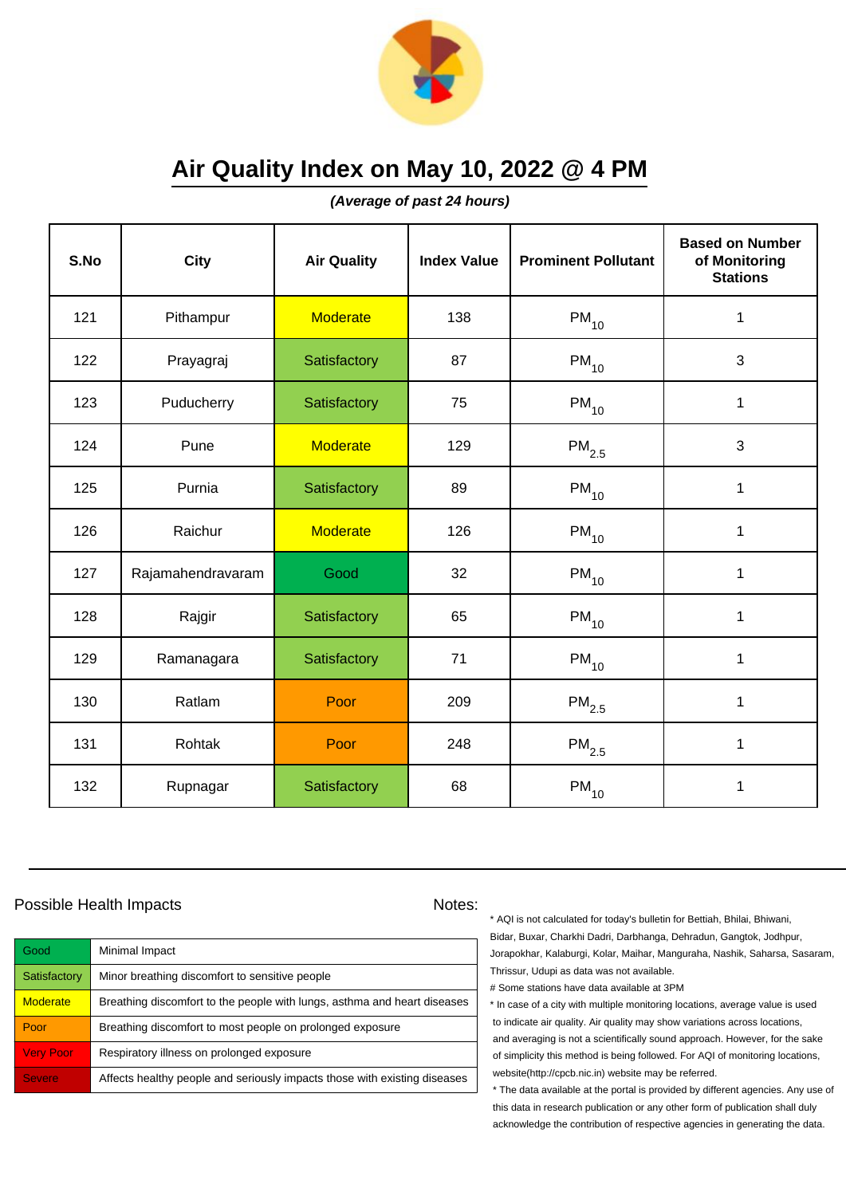# Air Quality Index on May 10, 2022 @ 4 PM

***(Average of past 24 hours)***

| S.No | City | Air Quality | Index Value | Prominent Pollutant | Based on Number of Monitoring Stations |
|---|---|---|---|---|---|
| 121 | Pithampur | Moderate | 138 | $PM_{10}$ | 1 |
| 122 | Prayagraj | Satisfactory | 87 | $PM_{10}$ | 3 |
| 123 | Puducherry | Satisfactory | 75 | $PM_{10}$ | 1 |
| 124 | Pune | Moderate | 129 | $PM_{2.5}$ | 3 |
| 125 | Purnia | Satisfactory | 89 | $PM_{10}$ | 1 |
| 126 | Raichur | Moderate | 126 | $PM_{10}$ | 1 |
| 127 | Rajamahendravaram | Good | 32 | $PM_{10}$ | 1 |
| 128 | Rajgir | Satisfactory | 65 | $PM_{10}$ | 1 |
| 129 | Ramanagara | Satisfactory | 71 | $PM_{10}$ | 1 |
| 130 | Ratlam | Poor | 209 | $PM_{2.5}$ | 1 |
| 131 | Rohtak | Poor | 248 | $PM_{2.5}$ | 1 |
| 132 | Rupnagar | Satisfactory | 68 | $PM_{10}$ | 1 |

Possible Health Impacts

| | |
|---|---|
| Good | Minimal Impact |
| Satisfactory | Minor breathing discomfort to sensitive people |
| Moderate | Breathing discomfort to the people with lungs, asthma and heart diseases |
| Poor | Breathing discomfort to most people on prolonged exposure |
| Very Poor | Respiratory illness on prolonged exposure |
| Severe | Affects healthy people and seriously impacts those with existing diseases |

Notes:

* AQI is not calculated for today's bulletin for Bettiah, Bhilai, Bhiwani, Bidar, Buxar, Charkhi Dadri, Darbhanga, Dehradun, Gangtok, Jodhpur, Jorapokhar, Kalaburgi, Kolar, Maihar, Manguraha, Nashik, Saharsa, Sasaram, Thrissur, Udupi as data was not available.

# Some stations have data available at 3PM

* In case of a city with multiple monitoring locations, average value is used to indicate air quality. Air quality may show variations across locations, and averaging is not a scientifically sound approach. However, for the sake of simplicity this method is being followed. For AQI of monitoring locations, website(http://cpcb.nic.in) website may be referred.

* The data available at the portal is provided by different agencies. Any use of this data in research publication or any other form of publication shall duly acknowledge the contribution of respective agencies in generating the data.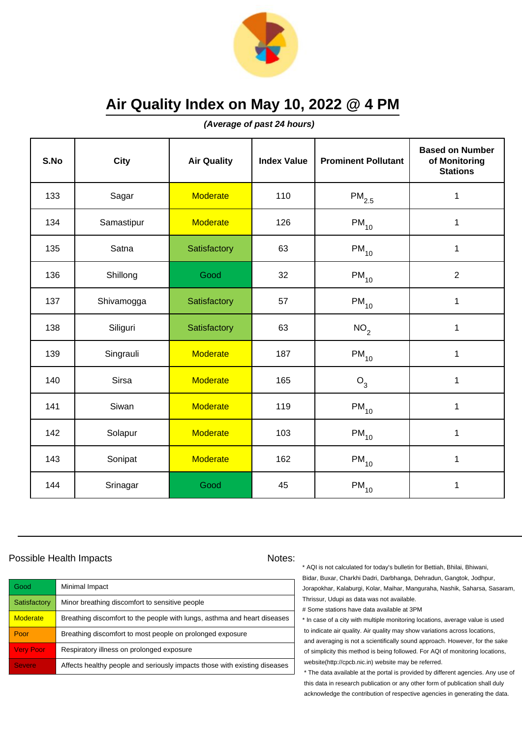# Air Quality Index on May 10, 2022 @ 4 PM

***(Average of past 24 hours)***

| S.No | City | Air Quality | Index Value | Prominent Pollutant | Based on Number of Monitoring Stations |
|---|---|---|---|---|---|
| 133 | Sagar | Moderate | 110 | $PM_{2.5}$ | 1 |
| 134 | Samastipur | Moderate | 126 | $PM_{10}$ | 1 |
| 135 | Satna | Satisfactory | 63 | $PM_{10}$ | 1 |
| 136 | Shillong | Good | 32 | $PM_{10}$ | 2 |
| 137 | Shivamogga | Satisfactory | 57 | $PM_{10}$ | 1 |
| 138 | Siliguri | Satisfactory | 63 | $NO_2$ | 1 |
| 139 | Singrauli | Moderate | 187 | $PM_{10}$ | 1 |
| 140 | Sirsa | Moderate | 165 | $O_3$ | 1 |
| 141 | Siwan | Moderate | 119 | $PM_{10}$ | 1 |
| 142 | Solapur | Moderate | 103 | $PM_{10}$ | 1 |
| 143 | Sonipat | Moderate | 162 | $PM_{10}$ | 1 |
| 144 | Srinagar | Good | 45 | $PM_{10}$ | 1 |

Possible Health Impacts

| Category | Impact |
|---|---|
| Good | Minimal Impact |
| Satisfactory | Minor breathing discomfort to sensitive people |
| Moderate | Breathing discomfort to the people with lungs, asthma and heart diseases |
| Poor | Breathing discomfort to most people on prolonged exposure |
| Very Poor | Respiratory illness on prolonged exposure |
| Severe | Affects healthy people and seriously impacts those with existing diseases |

Notes:

* AQI is not calculated for today's bulletin for Bettiah, Bhilai, Bhiwani, Bidar, Buxar, Charkhi Dadri, Darbhanga, Dehradun, Gangtok, Jodhpur, Jorapokhar, Kalaburgi, Kolar, Maihar, Manguraha, Nashik, Saharsa, Sasaram, Thrissur, Udupi as data was not available.

# Some stations have data available at 3PM

* In case of a city with multiple monitoring locations, average value is used to indicate air quality. Air quality may show variations across locations, and averaging is not a scientifically sound approach. However, for the sake of simplicity this method is being followed. For AQI of monitoring locations, website(http://cpcb.nic.in) website may be referred.

* The data available at the portal is provided by different agencies. Any use of this data in research publication or any other form of publication shall duly acknowledge the contribution of respective agencies in generating the data.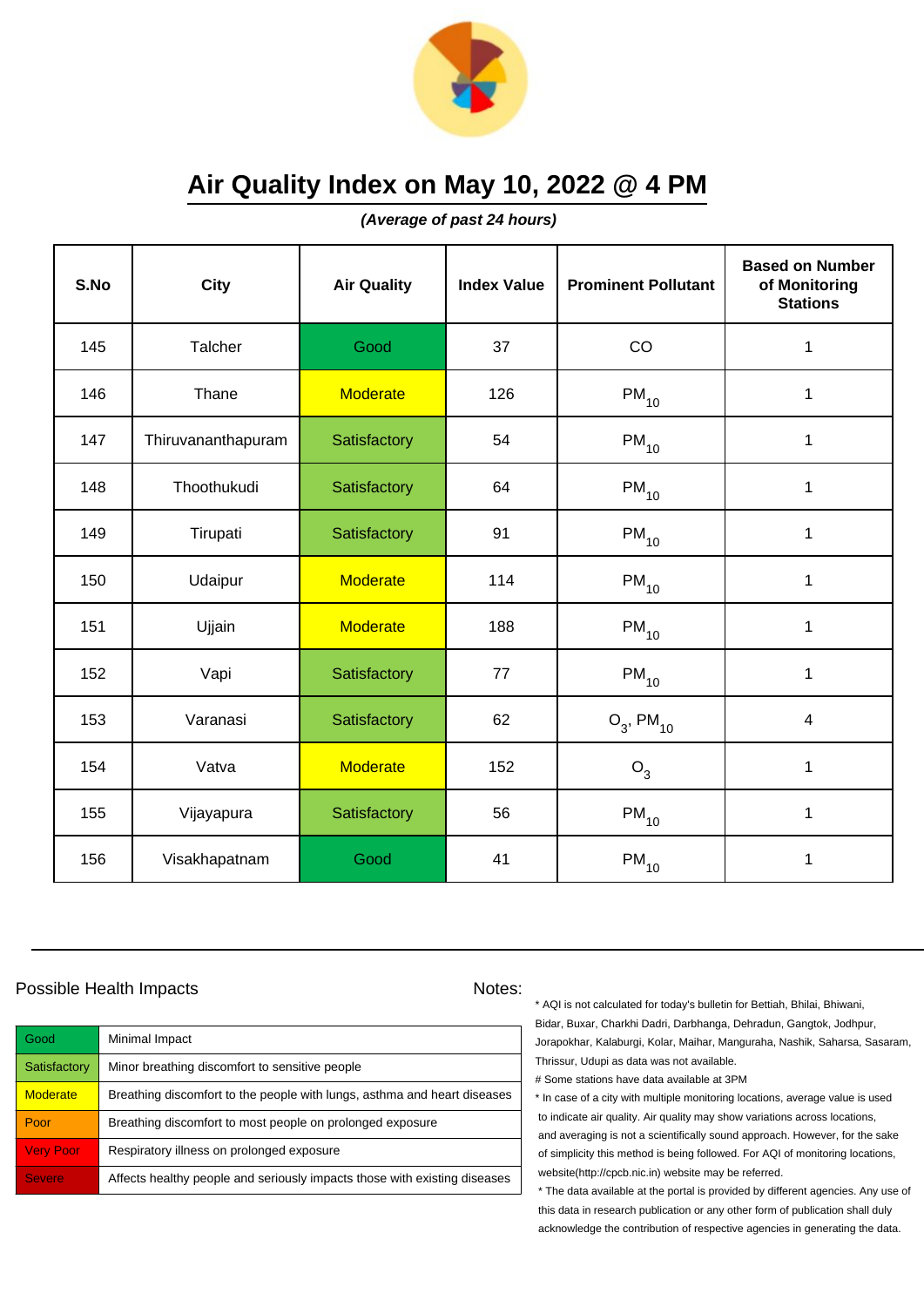# Air Quality Index on May 10, 2022 @ 4 PM

***(Average of past 24 hours)***

| S.No | City | Air Quality | Index Value | Prominent Pollutant | Based on Number of Monitoring Stations |
|---|---|---|---|---|---|
| 145 | Talcher | Good | 37 | CO | 1 |
| 146 | Thane | Moderate | 126 | $PM_{10}$ | 1 |
| 147 | Thiruvananthapuram | Satisfactory | 54 | $PM_{10}$ | 1 |
| 148 | Thoothukudi | Satisfactory | 64 | $PM_{10}$ | 1 |
| 149 | Tirupati | Satisfactory | 91 | $PM_{10}$ | 1 |
| 150 | Udaipur | Moderate | 114 | $PM_{10}$ | 1 |
| 151 | Ujjain | Moderate | 188 | $PM_{10}$ | 1 |
| 152 | Vapi | Satisfactory | 77 | $PM_{10}$ | 1 |
| 153 | Varanasi | Satisfactory | 62 | $O_3$, $PM_{10}$ | 4 |
| 154 | Vatva | Moderate | 152 | $O_3$ | 1 |
| 155 | Vijayapura | Satisfactory | 56 | $PM_{10}$ | 1 |
| 156 | Visakhapatnam | Good | 41 | $PM_{10}$ | 1 |

Possible Health Impacts

| | |
|---|---|
| Good | Minimal Impact |
| Satisfactory | Minor breathing discomfort to sensitive people |
| Moderate | Breathing discomfort to the people with lungs, asthma and heart diseases |
| Poor | Breathing discomfort to most people on prolonged exposure |
| Very Poor | Respiratory illness on prolonged exposure |
| Severe | Affects healthy people and seriously impacts those with existing diseases |

Notes:

* AQI is not calculated for today's bulletin for Bettiah, Bhilai, Bhiwani, Bidar, Buxar, Charkhi Dadri, Darbhanga, Dehradun, Gangtok, Jodhpur, Jorapokhar, Kalaburgi, Kolar, Maihar, Manguraha, Nashik, Saharsa, Sasaram, Thrissur, Udupi as data was not available.

# Some stations have data available at 3PM

* In case of a city with multiple monitoring locations, average value is used to indicate air quality. Air quality may show variations across locations, and averaging is not a scientifically sound approach. However, for the sake of simplicity this method is being followed. For AQI of monitoring locations, website(http://cpcb.nic.in) website may be referred.

* The data available at the portal is provided by different agencies. Any use of this data in research publication or any other form of publication shall duly acknowledge the contribution of respective agencies in generating the data.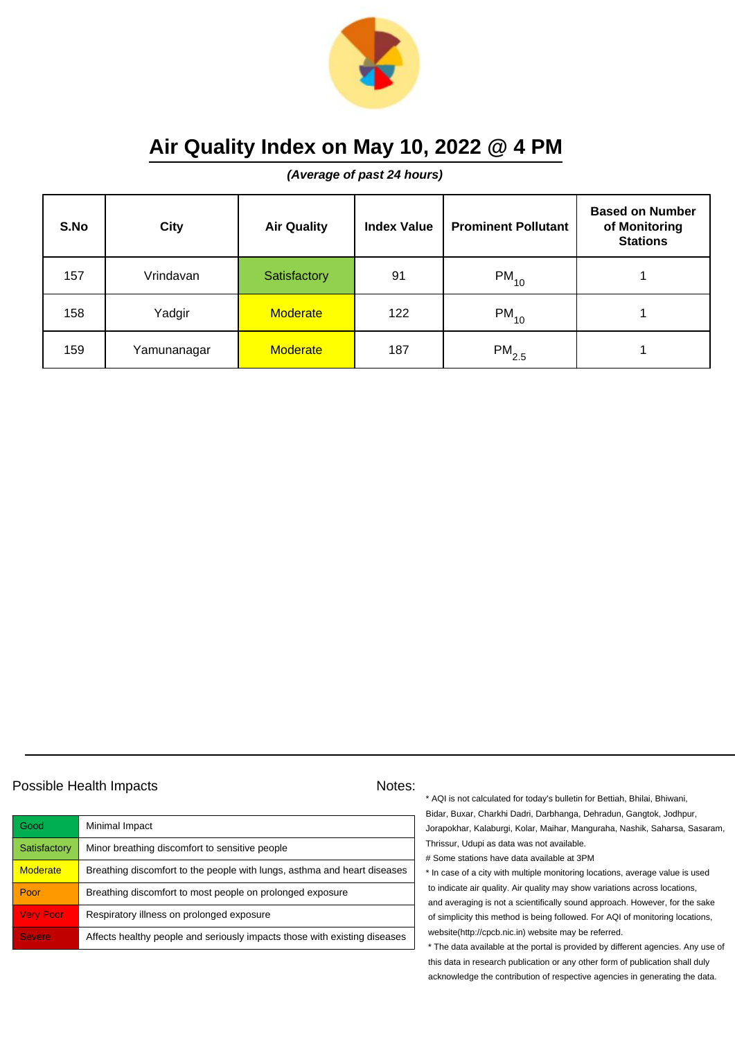# Air Quality Index on May 10, 2022 @ 4 PM

***(Average of past 24 hours)***

| S.No | City | Air Quality | Index Value | Prominent Pollutant | Based on Number of Monitoring Stations |
|---|---|---|---|---|---|
| 157 | Vrindavan | Satisfactory | 91 | $PM_{10}$ | 1 |
| 158 | Yadgir | Moderate | 122 | $PM_{10}$ | 1 |
| 159 | Yamunanagar | Moderate | 187 | $PM_{2.5}$ | 1 |

Possible Health Impacts

| | |
|---|---|
| Good | Minimal Impact |
| Satisfactory | Minor breathing discomfort to sensitive people |
| Moderate | Breathing discomfort to the people with lungs, asthma and heart diseases |
| Poor | Breathing discomfort to most people on prolonged exposure |
| Very Poor | Respiratory illness on prolonged exposure |
| Severe | Affects healthy people and seriously impacts those with existing diseases |

Notes:

* AQI is not calculated for today's bulletin for Bettiah, Bhilai, Bhiwani, Bidar, Buxar, Charkhi Dadri, Darbhanga, Dehradun, Gangtok, Jodhpur, Jorapokhar, Kalaburgi, Kolar, Maihar, Manguraha, Nashik, Saharsa, Sasaram, Thrissur, Udupi as data was not available.

# Some stations have data available at 3PM

* In case of a city with multiple monitoring locations, average value is used to indicate air quality. Air quality may show variations across locations, and averaging is not a scientifically sound approach. However, for the sake of simplicity this method is being followed. For AQI of monitoring locations, website(http://cpcb.nic.in) website may be referred.

* The data available at the portal is provided by different agencies. Any use of this data in research publication or any other form of publication shall duly acknowledge the contribution of respective agencies in generating the data.